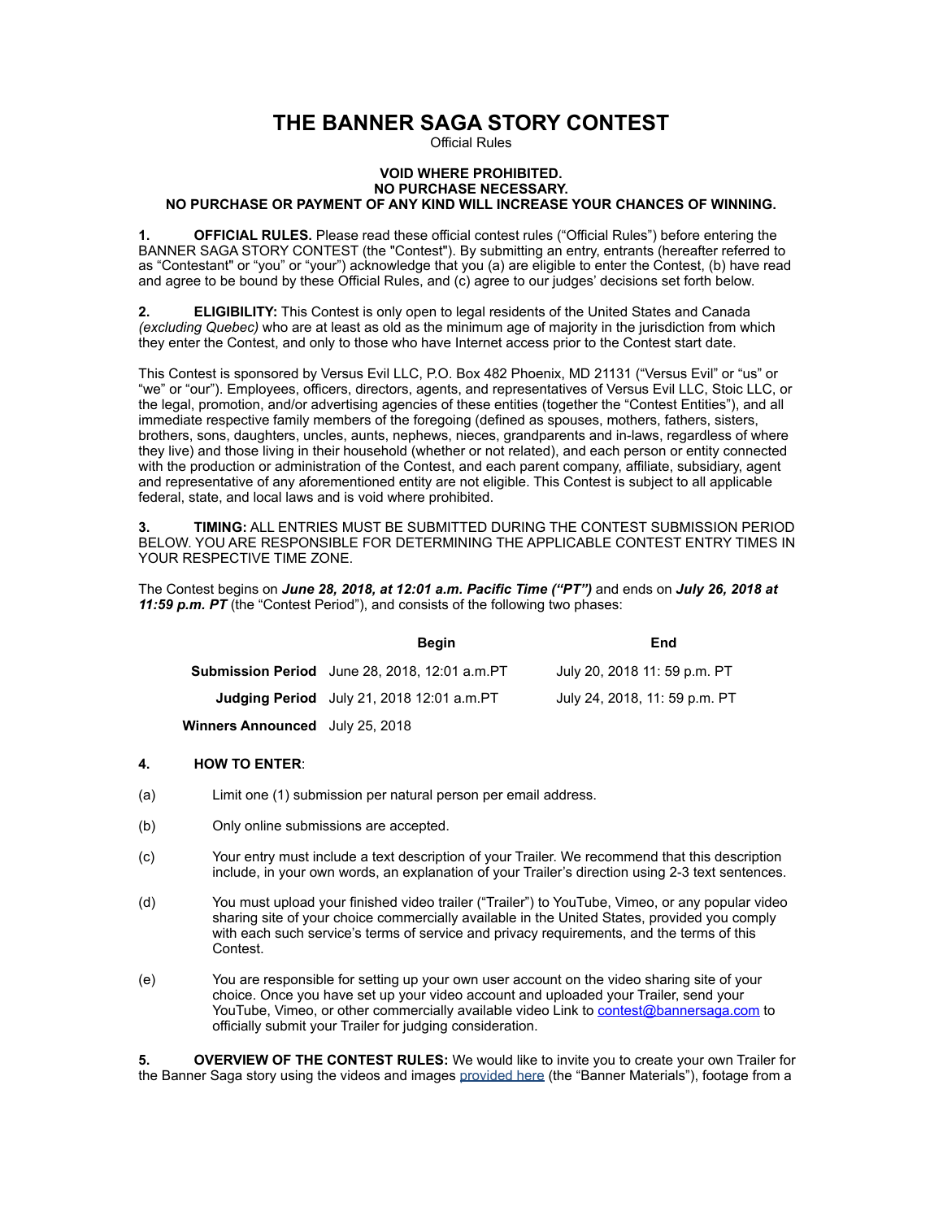# THE BANNER SAGA STORY CONTEST

Official Rules

**VOID WHERE PROHIBITED.**
**NO PURCHASE NECESSARY.**
**NO PURCHASE OR PAYMENT OF ANY KIND WILL INCREASE YOUR CHANCES OF WINNING.**

**1. OFFICIAL RULES.** Please read these official contest rules ("Official Rules") before entering the BANNER SAGA STORY CONTEST (the "Contest"). By submitting an entry, entrants (hereafter referred to as "Contestant" or "you" or "your") acknowledge that you (a) are eligible to enter the Contest, (b) have read and agree to be bound by these Official Rules, and (c) agree to our judges' decisions set forth below.

**2. ELIGIBILITY:** This Contest is only open to legal residents of the United States and Canada *(excluding Quebec)* who are at least as old as the minimum age of majority in the jurisdiction from which they enter the Contest, and only to those who have Internet access prior to the Contest start date.

This Contest is sponsored by Versus Evil LLC, P.O. Box 482 Phoenix, MD 21131 ("Versus Evil" or "us" or "we" or "our"). Employees, officers, directors, agents, and representatives of Versus Evil LLC, Stoic LLC, or the legal, promotion, and/or advertising agencies of these entities (together the "Contest Entities"), and all immediate respective family members of the foregoing (defined as spouses, mothers, fathers, sisters, brothers, sons, daughters, uncles, aunts, nephews, nieces, grandparents and in-laws, regardless of where they live) and those living in their household (whether or not related), and each person or entity connected with the production or administration of the Contest, and each parent company, affiliate, subsidiary, agent and representative of any aforementioned entity are not eligible. This Contest is subject to all applicable federal, state, and local laws and is void where prohibited.

**3. TIMING:** ALL ENTRIES MUST BE SUBMITTED DURING THE CONTEST SUBMISSION PERIOD BELOW. YOU ARE RESPONSIBLE FOR DETERMINING THE APPLICABLE CONTEST ENTRY TIMES IN YOUR RESPECTIVE TIME ZONE.

The Contest begins on ***June 28, 2018, at 12:01 a.m. Pacific Time ("PT")*** and ends on ***July 26, 2018 at 11:59 p.m. PT*** (the "Contest Period"), and consists of the following two phases:

| | **Begin** | **End** |
|---|---|---|
| **Submission Period** | June 28, 2018, 12:01 a.m.PT | July 20, 2018 11: 59 p.m. PT |
| **Judging Period** | July 21, 2018 12:01 a.m.PT | July 24, 2018, 11: 59 p.m. PT |
| **Winners Announced** | July 25, 2018 | |

**4. HOW TO ENTER**:

(a) Limit one (1) submission per natural person per email address.

(b) Only online submissions are accepted.

(c) Your entry must include a text description of your Trailer. We recommend that this description include, in your own words, an explanation of your Trailer's direction using 2-3 text sentences.

(d) You must upload your finished video trailer ("Trailer") to YouTube, Vimeo, or any popular video sharing site of your choice commercially available in the United States, provided you comply with each such service's terms of service and privacy requirements, and the terms of this Contest.

(e) You are responsible for setting up your own user account on the video sharing site of your choice. Once you have set up your video account and uploaded your Trailer, send your YouTube, Vimeo, or other commercially available video Link to contest@bannersaga.com to officially submit your Trailer for judging consideration.

**5. OVERVIEW OF THE CONTEST RULES:** We would like to invite you to create your own Trailer for the Banner Saga story using the videos and images provided here (the "Banner Materials"), footage from a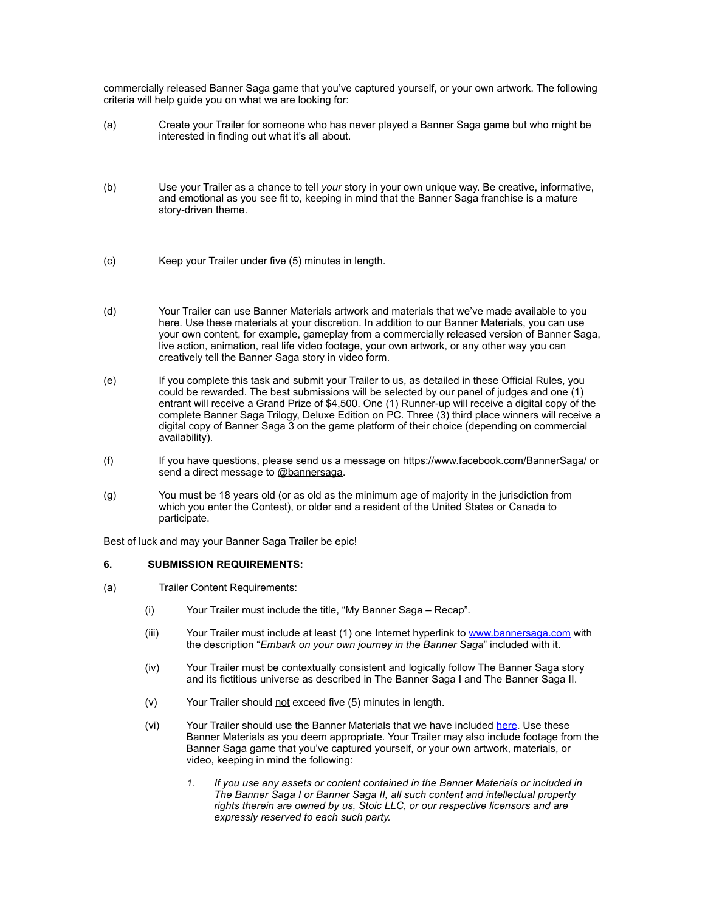commercially released Banner Saga game that you've captured yourself, or your own artwork. The following criteria will help guide you on what we are looking for:

(a) Create your Trailer for someone who has never played a Banner Saga game but who might be interested in finding out what it's all about.

(b) Use your Trailer as a chance to tell *your* story in your own unique way. Be creative, informative, and emotional as you see fit to, keeping in mind that the Banner Saga franchise is a mature story-driven theme.

(c) Keep your Trailer under five (5) minutes in length.

(d) Your Trailer can use Banner Materials artwork and materials that we've made available to you here. Use these materials at your discretion. In addition to our Banner Materials, you can use your own content, for example, gameplay from a commercially released version of Banner Saga, live action, animation, real life video footage, your own artwork, or any other way you can creatively tell the Banner Saga story in video form.

(e) If you complete this task and submit your Trailer to us, as detailed in these Official Rules, you could be rewarded. The best submissions will be selected by our panel of judges and one (1) entrant will receive a Grand Prize of $4,500. One (1) Runner-up will receive a digital copy of the complete Banner Saga Trilogy, Deluxe Edition on PC. Three (3) third place winners will receive a digital copy of Banner Saga 3 on the game platform of their choice (depending on commercial availability).

(f) If you have questions, please send us a message on https://www.facebook.com/BannerSaga/ or send a direct message to @bannersaga.

(g) You must be 18 years old (or as old as the minimum age of majority in the jurisdiction from which you enter the Contest), or older and a resident of the United States or Canada to participate.

Best of luck and may your Banner Saga Trailer be epic!

**6. SUBMISSION REQUIREMENTS:**

(a) Trailer Content Requirements:

- (i) Your Trailer must include the title, "My Banner Saga – Recap".
- (iii) Your Trailer must include at least (1) one Internet hyperlink to www.bannersaga.com with the description "*Embark on your own journey in the Banner Saga*" included with it.
- (iv) Your Trailer must be contextually consistent and logically follow The Banner Saga story and its fictitious universe as described in The Banner Saga I and The Banner Saga II.
- (v) Your Trailer should not exceed five (5) minutes in length.
- (vi) Your Trailer should use the Banner Materials that we have included here. Use these Banner Materials as you deem appropriate. Your Trailer may also include footage from the Banner Saga game that you've captured yourself, or your own artwork, materials, or video, keeping in mind the following:

  1. *If you use any assets or content contained in the Banner Materials or included in The Banner Saga I or Banner Saga II, all such content and intellectual property rights therein are owned by us, Stoic LLC, or our respective licensors and are expressly reserved to each such party.*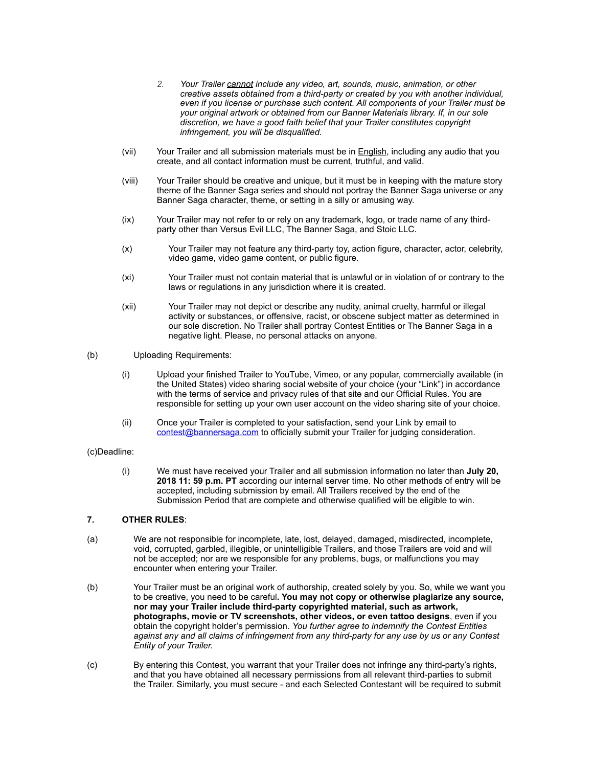2. *Your Trailer <u>cannot</u> include any video, art, sounds, music, animation, or other creative assets obtained from a third-party or created by you with another individual, even if you license or purchase such content. All components of your Trailer must be your original artwork or obtained from our Banner Materials library. If, in our sole discretion, we have a good faith belief that your Trailer constitutes copyright infringement, you will be disqualified.*

(vii) Your Trailer and all submission materials must be in <u>English</u>, including any audio that you create, and all contact information must be current, truthful, and valid.

(viii) Your Trailer should be creative and unique, but it must be in keeping with the mature story theme of the Banner Saga series and should not portray the Banner Saga universe or any Banner Saga character, theme, or setting in a silly or amusing way.

(ix) Your Trailer may not refer to or rely on any trademark, logo, or trade name of any third-party other than Versus Evil LLC, The Banner Saga, and Stoic LLC.

(x) Your Trailer may not feature any third-party toy, action figure, character, actor, celebrity, video game, video game content, or public figure.

(xi) Your Trailer must not contain material that is unlawful or in violation of or contrary to the laws or regulations in any jurisdiction where it is created.

(xii) Your Trailer may not depict or describe any nudity, animal cruelty, harmful or illegal activity or substances, or offensive, racist, or obscene subject matter as determined in our sole discretion. No Trailer shall portray Contest Entities or The Banner Saga in a negative light. Please, no personal attacks on anyone.

(b) Uploading Requirements:

(i) Upload your finished Trailer to YouTube, Vimeo, or any popular, commercially available (in the United States) video sharing social website of your choice (your "Link") in accordance with the terms of service and privacy rules of that site and our Official Rules. You are responsible for setting up your own user account on the video sharing site of your choice.

(ii) Once your Trailer is completed to your satisfaction, send your Link by email to contest@bannersaga.com to officially submit your Trailer for judging consideration.

(c)Deadline:

(i) We must have received your Trailer and all submission information no later than **July 20, 2018 11: 59 p.m. PT** according our internal server time. No other methods of entry will be accepted, including submission by email. All Trailers received by the end of the Submission Period that are complete and otherwise qualified will be eligible to win.

**7. OTHER RULES**:

(a) We are not responsible for incomplete, late, lost, delayed, damaged, misdirected, incomplete, void, corrupted, garbled, illegible, or unintelligible Trailers, and those Trailers are void and will not be accepted; nor are we responsible for any problems, bugs, or malfunctions you may encounter when entering your Trailer.

(b) Your Trailer must be an original work of authorship, created solely by you. So, while we want you to be creative, you need to be careful**. You may not copy or otherwise plagiarize any source, nor may your Trailer include third-party copyrighted material, such as artwork, photographs, movie or TV screenshots, other videos, or even tattoo designs**, even if you obtain the copyright holder's permission. *You further agree to indemnify the Contest Entities against any and all claims of infringement from any third-party for any use by us or any Contest Entity of your Trailer.*

(c) By entering this Contest, you warrant that your Trailer does not infringe any third-party's rights, and that you have obtained all necessary permissions from all relevant third-parties to submit the Trailer. Similarly, you must secure - and each Selected Contestant will be required to submit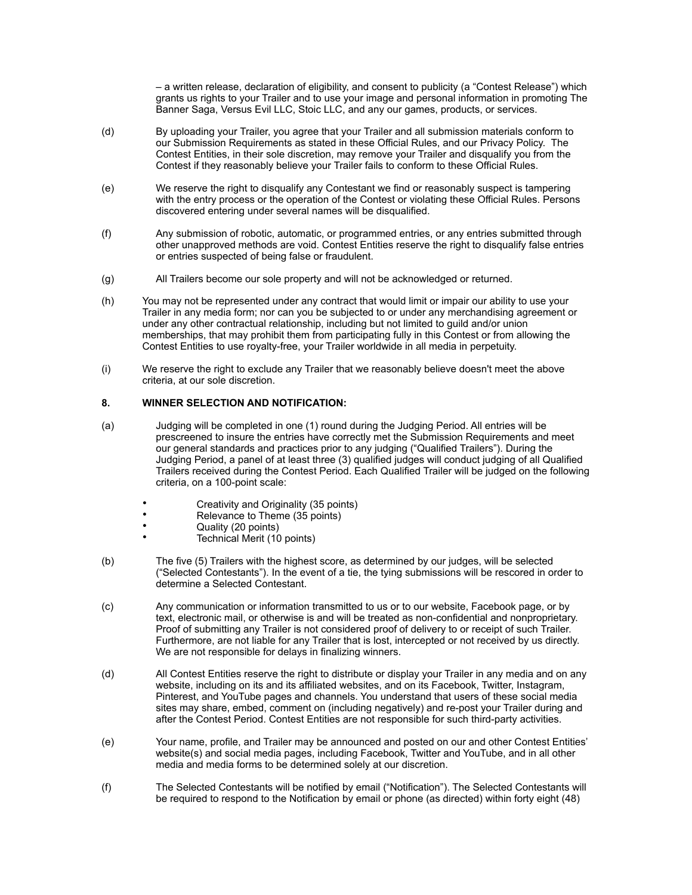– a written release, declaration of eligibility, and consent to publicity (a "Contest Release") which grants us rights to your Trailer and to use your image and personal information in promoting The Banner Saga, Versus Evil LLC, Stoic LLC, and any our games, products, or services.

(d) By uploading your Trailer, you agree that your Trailer and all submission materials conform to our Submission Requirements as stated in these Official Rules, and our Privacy Policy. The Contest Entities, in their sole discretion, may remove your Trailer and disqualify you from the Contest if they reasonably believe your Trailer fails to conform to these Official Rules.

(e) We reserve the right to disqualify any Contestant we find or reasonably suspect is tampering with the entry process or the operation of the Contest or violating these Official Rules. Persons discovered entering under several names will be disqualified.

(f) Any submission of robotic, automatic, or programmed entries, or any entries submitted through other unapproved methods are void. Contest Entities reserve the right to disqualify false entries or entries suspected of being false or fraudulent.

(g) All Trailers become our sole property and will not be acknowledged or returned.

(h) You may not be represented under any contract that would limit or impair our ability to use your Trailer in any media form; nor can you be subjected to or under any merchandising agreement or under any other contractual relationship, including but not limited to guild and/or union memberships, that may prohibit them from participating fully in this Contest or from allowing the Contest Entities to use royalty-free, your Trailer worldwide in all media in perpetuity.

(i) We reserve the right to exclude any Trailer that we reasonably believe doesn't meet the above criteria, at our sole discretion.

**8. WINNER SELECTION AND NOTIFICATION:**

(a) Judging will be completed in one (1) round during the Judging Period. All entries will be prescreened to insure the entries have correctly met the Submission Requirements and meet our general standards and practices prior to any judging ("Qualified Trailers"). During the Judging Period, a panel of at least three (3) qualified judges will conduct judging of all Qualified Trailers received during the Contest Period. Each Qualified Trailer will be judged on the following criteria, on a 100-point scale:

- Creativity and Originality (35 points)
- Relevance to Theme (35 points)
- Quality (20 points)
- Technical Merit (10 points)

(b) The five (5) Trailers with the highest score, as determined by our judges, will be selected ("Selected Contestants"). In the event of a tie, the tying submissions will be rescored in order to determine a Selected Contestant.

(c) Any communication or information transmitted to us or to our website, Facebook page, or by text, electronic mail, or otherwise is and will be treated as non-confidential and nonproprietary. Proof of submitting any Trailer is not considered proof of delivery to or receipt of such Trailer. Furthermore, are not liable for any Trailer that is lost, intercepted or not received by us directly. We are not responsible for delays in finalizing winners.

(d) All Contest Entities reserve the right to distribute or display your Trailer in any media and on any website, including on its and its affiliated websites, and on its Facebook, Twitter, Instagram, Pinterest, and YouTube pages and channels. You understand that users of these social media sites may share, embed, comment on (including negatively) and re-post your Trailer during and after the Contest Period. Contest Entities are not responsible for such third-party activities.

(e) Your name, profile, and Trailer may be announced and posted on our and other Contest Entities' website(s) and social media pages, including Facebook, Twitter and YouTube, and in all other media and media forms to be determined solely at our discretion.

(f) The Selected Contestants will be notified by email ("Notification"). The Selected Contestants will be required to respond to the Notification by email or phone (as directed) within forty eight (48)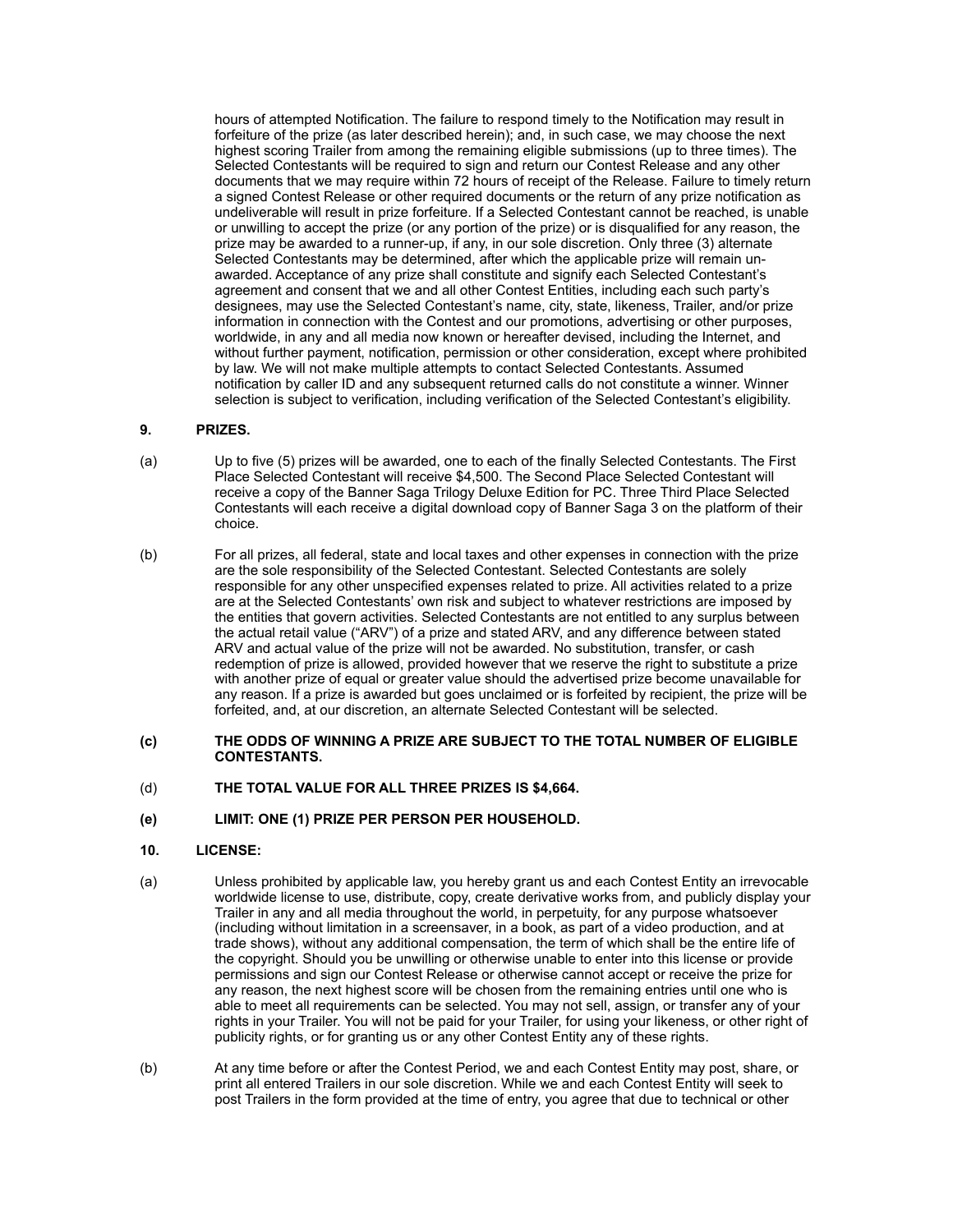hours of attempted Notification. The failure to respond timely to the Notification may result in forfeiture of the prize (as later described herein); and, in such case, we may choose the next highest scoring Trailer from among the remaining eligible submissions (up to three times). The Selected Contestants will be required to sign and return our Contest Release and any other documents that we may require within 72 hours of receipt of the Release. Failure to timely return a signed Contest Release or other required documents or the return of any prize notification as undeliverable will result in prize forfeiture. If a Selected Contestant cannot be reached, is unable or unwilling to accept the prize (or any portion of the prize) or is disqualified for any reason, the prize may be awarded to a runner-up, if any, in our sole discretion. Only three (3) alternate Selected Contestants may be determined, after which the applicable prize will remain un-awarded. Acceptance of any prize shall constitute and signify each Selected Contestant's agreement and consent that we and all other Contest Entities, including each such party's designees, may use the Selected Contestant's name, city, state, likeness, Trailer, and/or prize information in connection with the Contest and our promotions, advertising or other purposes, worldwide, in any and all media now known or hereafter devised, including the Internet, and without further payment, notification, permission or other consideration, except where prohibited by law. We will not make multiple attempts to contact Selected Contestants. Assumed notification by caller ID and any subsequent returned calls do not constitute a winner. Winner selection is subject to verification, including verification of the Selected Contestant's eligibility.

**9. PRIZES.**

(a) Up to five (5) prizes will be awarded, one to each of the finally Selected Contestants. The First Place Selected Contestant will receive $4,500. The Second Place Selected Contestant will receive a copy of the Banner Saga Trilogy Deluxe Edition for PC. Three Third Place Selected Contestants will each receive a digital download copy of Banner Saga 3 on the platform of their choice.

(b) For all prizes, all federal, state and local taxes and other expenses in connection with the prize are the sole responsibility of the Selected Contestant. Selected Contestants are solely responsible for any other unspecified expenses related to prize. All activities related to a prize are at the Selected Contestants' own risk and subject to whatever restrictions are imposed by the entities that govern activities. Selected Contestants are not entitled to any surplus between the actual retail value ("ARV") of a prize and stated ARV, and any difference between stated ARV and actual value of the prize will not be awarded. No substitution, transfer, or cash redemption of prize is allowed, provided however that we reserve the right to substitute a prize with another prize of equal or greater value should the advertised prize become unavailable for any reason. If a prize is awarded but goes unclaimed or is forfeited by recipient, the prize will be forfeited, and, at our discretion, an alternate Selected Contestant will be selected.

**(c) THE ODDS OF WINNING A PRIZE ARE SUBJECT TO THE TOTAL NUMBER OF ELIGIBLE CONTESTANTS.**

(d) **THE TOTAL VALUE FOR ALL THREE PRIZES IS $4,664.**

**(e) LIMIT: ONE (1) PRIZE PER PERSON PER HOUSEHOLD.**

**10. LICENSE:**

(a) Unless prohibited by applicable law, you hereby grant us and each Contest Entity an irrevocable worldwide license to use, distribute, copy, create derivative works from, and publicly display your Trailer in any and all media throughout the world, in perpetuity, for any purpose whatsoever (including without limitation in a screensaver, in a book, as part of a video production, and at trade shows), without any additional compensation, the term of which shall be the entire life of the copyright. Should you be unwilling or otherwise unable to enter into this license or provide permissions and sign our Contest Release or otherwise cannot accept or receive the prize for any reason, the next highest score will be chosen from the remaining entries until one who is able to meet all requirements can be selected. You may not sell, assign, or transfer any of your rights in your Trailer. You will not be paid for your Trailer, for using your likeness, or other right of publicity rights, or for granting us or any other Contest Entity any of these rights.

(b) At any time before or after the Contest Period, we and each Contest Entity may post, share, or print all entered Trailers in our sole discretion. While we and each Contest Entity will seek to post Trailers in the form provided at the time of entry, you agree that due to technical or other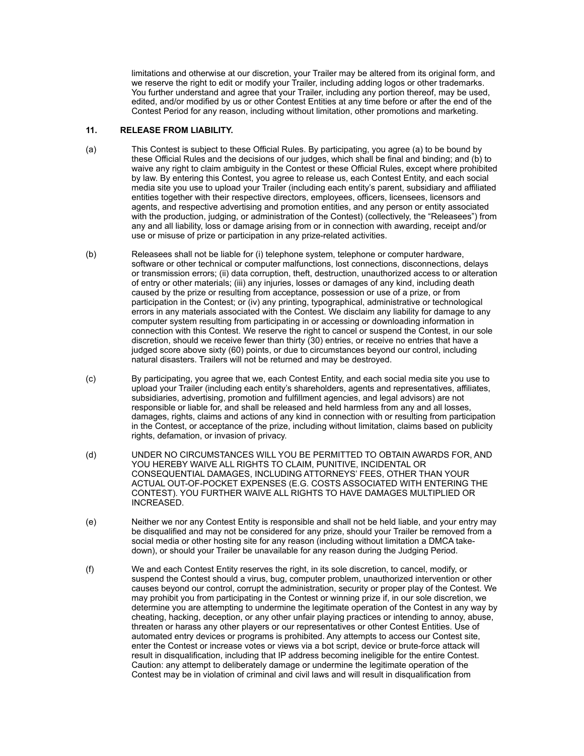limitations and otherwise at our discretion, your Trailer may be altered from its original form, and we reserve the right to edit or modify your Trailer, including adding logos or other trademarks. You further understand and agree that your Trailer, including any portion thereof, may be used, edited, and/or modified by us or other Contest Entities at any time before or after the end of the Contest Period for any reason, including without limitation, other promotions and marketing.

**11. RELEASE FROM LIABILITY.**

(a) This Contest is subject to these Official Rules. By participating, you agree (a) to be bound by these Official Rules and the decisions of our judges, which shall be final and binding; and (b) to waive any right to claim ambiguity in the Contest or these Official Rules, except where prohibited by law. By entering this Contest, you agree to release us, each Contest Entity, and each social media site you use to upload your Trailer (including each entity's parent, subsidiary and affiliated entities together with their respective directors, employees, officers, licensees, licensors and agents, and respective advertising and promotion entities, and any person or entity associated with the production, judging, or administration of the Contest) (collectively, the "Releasees") from any and all liability, loss or damage arising from or in connection with awarding, receipt and/or use or misuse of prize or participation in any prize-related activities.

(b) Releasees shall not be liable for (i) telephone system, telephone or computer hardware, software or other technical or computer malfunctions, lost connections, disconnections, delays or transmission errors; (ii) data corruption, theft, destruction, unauthorized access to or alteration of entry or other materials; (iii) any injuries, losses or damages of any kind, including death caused by the prize or resulting from acceptance, possession or use of a prize, or from participation in the Contest; or (iv) any printing, typographical, administrative or technological errors in any materials associated with the Contest. We disclaim any liability for damage to any computer system resulting from participating in or accessing or downloading information in connection with this Contest. We reserve the right to cancel or suspend the Contest, in our sole discretion, should we receive fewer than thirty (30) entries, or receive no entries that have a judged score above sixty (60) points, or due to circumstances beyond our control, including natural disasters. Trailers will not be returned and may be destroyed.

(c) By participating, you agree that we, each Contest Entity, and each social media site you use to upload your Trailer (including each entity's shareholders, agents and representatives, affiliates, subsidiaries, advertising, promotion and fulfillment agencies, and legal advisors) are not responsible or liable for, and shall be released and held harmless from any and all losses, damages, rights, claims and actions of any kind in connection with or resulting from participation in the Contest, or acceptance of the prize, including without limitation, claims based on publicity rights, defamation, or invasion of privacy.

(d) UNDER NO CIRCUMSTANCES WILL YOU BE PERMITTED TO OBTAIN AWARDS FOR, AND YOU HEREBY WAIVE ALL RIGHTS TO CLAIM, PUNITIVE, INCIDENTAL OR CONSEQUENTIAL DAMAGES, INCLUDING ATTORNEYS' FEES, OTHER THAN YOUR ACTUAL OUT-OF-POCKET EXPENSES (E.G. COSTS ASSOCIATED WITH ENTERING THE CONTEST). YOU FURTHER WAIVE ALL RIGHTS TO HAVE DAMAGES MULTIPLIED OR INCREASED.

(e) Neither we nor any Contest Entity is responsible and shall not be held liable, and your entry may be disqualified and may not be considered for any prize, should your Trailer be removed from a social media or other hosting site for any reason (including without limitation a DMCA take-down), or should your Trailer be unavailable for any reason during the Judging Period.

(f) We and each Contest Entity reserves the right, in its sole discretion, to cancel, modify, or suspend the Contest should a virus, bug, computer problem, unauthorized intervention or other causes beyond our control, corrupt the administration, security or proper play of the Contest. We may prohibit you from participating in the Contest or winning prize if, in our sole discretion, we determine you are attempting to undermine the legitimate operation of the Contest in any way by cheating, hacking, deception, or any other unfair playing practices or intending to annoy, abuse, threaten or harass any other players or our representatives or other Contest Entities. Use of automated entry devices or programs is prohibited. Any attempts to access our Contest site, enter the Contest or increase votes or views via a bot script, device or brute-force attack will result in disqualification, including that IP address becoming ineligible for the entire Contest. Caution: any attempt to deliberately damage or undermine the legitimate operation of the Contest may be in violation of criminal and civil laws and will result in disqualification from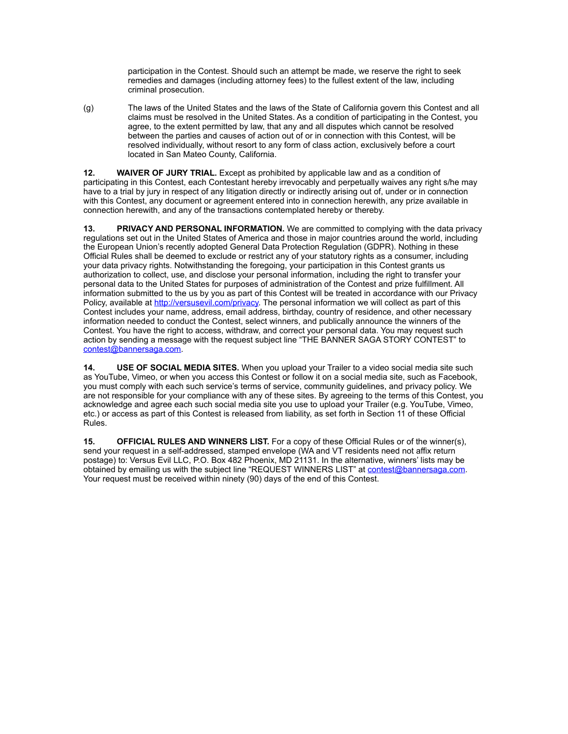participation in the Contest. Should such an attempt be made, we reserve the right to seek remedies and damages (including attorney fees) to the fullest extent of the law, including criminal prosecution.

(g) The laws of the United States and the laws of the State of California govern this Contest and all claims must be resolved in the United States. As a condition of participating in the Contest, you agree, to the extent permitted by law, that any and all disputes which cannot be resolved between the parties and causes of action out of or in connection with this Contest, will be resolved individually, without resort to any form of class action, exclusively before a court located in San Mateo County, California.

**12. WAIVER OF JURY TRIAL.** Except as prohibited by applicable law and as a condition of participating in this Contest, each Contestant hereby irrevocably and perpetually waives any right s/he may have to a trial by jury in respect of any litigation directly or indirectly arising out of, under or in connection with this Contest, any document or agreement entered into in connection herewith, any prize available in connection herewith, and any of the transactions contemplated hereby or thereby.

**13. PRIVACY AND PERSONAL INFORMATION.** We are committed to complying with the data privacy regulations set out in the United States of America and those in major countries around the world, including the European Union's recently adopted General Data Protection Regulation (GDPR). Nothing in these Official Rules shall be deemed to exclude or restrict any of your statutory rights as a consumer, including your data privacy rights. Notwithstanding the foregoing, your participation in this Contest grants us authorization to collect, use, and disclose your personal information, including the right to transfer your personal data to the United States for purposes of administration of the Contest and prize fulfillment. All information submitted to the us by you as part of this Contest will be treated in accordance with our Privacy Policy, available at [http://versusevil.com/privacy](http://versusevil.com/privacy). The personal information we will collect as part of this Contest includes your name, address, email address, birthday, country of residence, and other necessary information needed to conduct the Contest, select winners, and publically announce the winners of the Contest. You have the right to access, withdraw, and correct your personal data. You may request such action by sending a message with the request subject line "THE BANNER SAGA STORY CONTEST" to [contest@bannersaga.com](mailto:contest@bannersaga.com).

**14. USE OF SOCIAL MEDIA SITES.** When you upload your Trailer to a video social media site such as YouTube, Vimeo, or when you access this Contest or follow it on a social media site, such as Facebook, you must comply with each such service's terms of service, community guidelines, and privacy policy. We are not responsible for your compliance with any of these sites. By agreeing to the terms of this Contest, you acknowledge and agree each such social media site you use to upload your Trailer (e.g. YouTube, Vimeo, etc.) or access as part of this Contest is released from liability, as set forth in Section 11 of these Official Rules.

**15. OFFICIAL RULES AND WINNERS LIST.** For a copy of these Official Rules or of the winner(s), send your request in a self-addressed, stamped envelope (WA and VT residents need not affix return postage) to: Versus Evil LLC, P.O. Box 482 Phoenix, MD 21131. In the alternative, winners' lists may be obtained by emailing us with the subject line "REQUEST WINNERS LIST" at [contest@bannersaga.com](mailto:contest@bannersaga.com). Your request must be received within ninety (90) days of the end of this Contest.